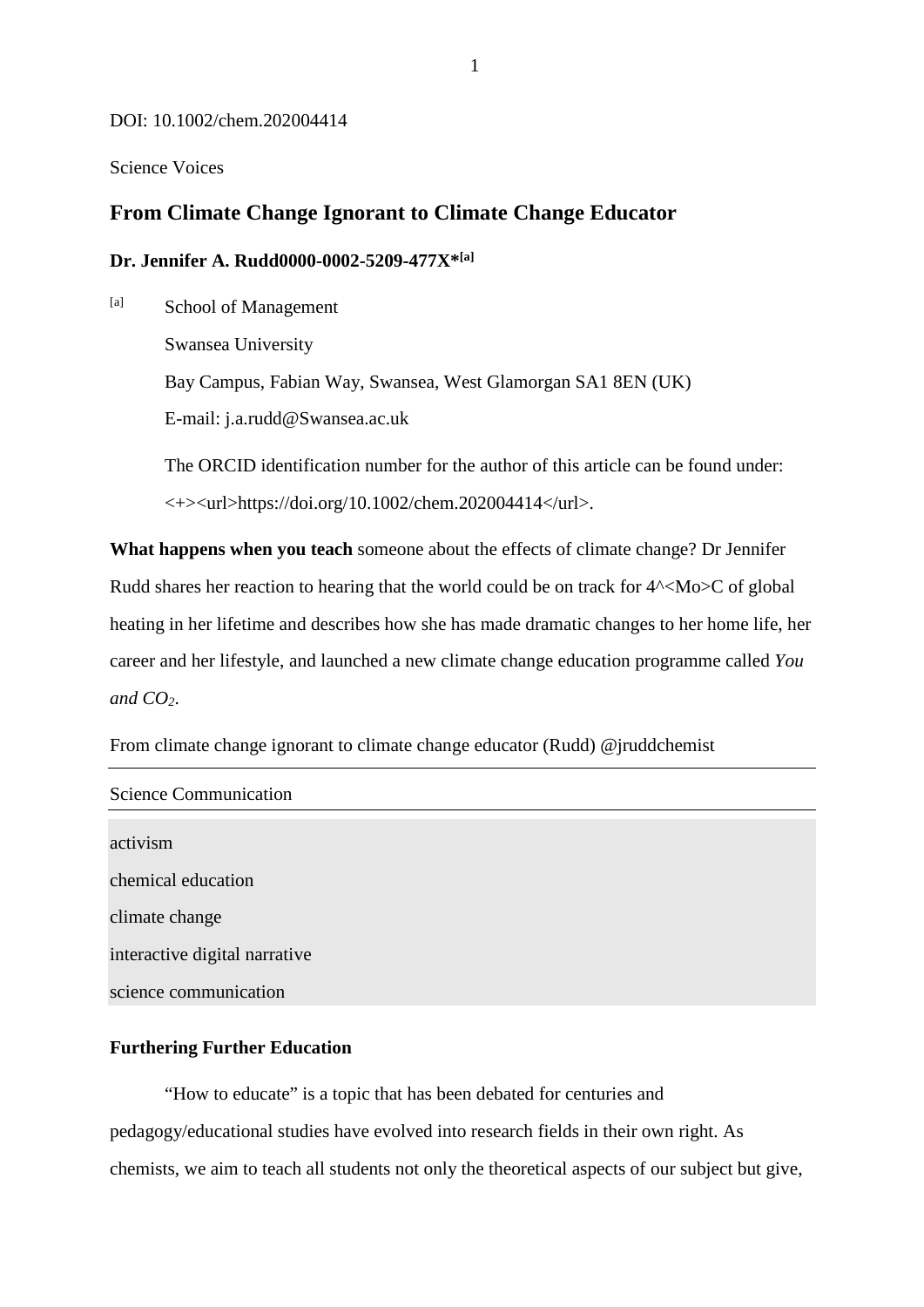DOI: 10.1002/chem.202004414

Science Voices

# From Climate Change Ignorant to Climate Change Educator

**Dr. Jennifer A. Rudd0000-0002-5209-477X*[a]**

[a] School of Management

Swansea University

Bay Campus, Fabian Way, Swansea, West Glamorgan SA1 8EN (UK)

E-mail: j.a.rudd@Swansea.ac.uk

The ORCID identification number for the author of this article can be found under: <+><url>https://doi.org/10.1002/chem.202004414</url>.

**What happens when you teach** someone about the effects of climate change? Dr Jennifer Rudd shares her reaction to hearing that the world could be on track for 4^<Mo>C of global heating in her lifetime and describes how she has made dramatic changes to her home life, her career and her lifestyle, and launched a new climate change education programme called *You and $CO_2$*.

From climate change ignorant to climate change educator (Rudd) @jruddchemist

Science Communication

activism

chemical education

climate change

interactive digital narrative

science communication

## Furthering Further Education

"How to educate" is a topic that has been debated for centuries and pedagogy/educational studies have evolved into research fields in their own right. As chemists, we aim to teach all students not only the theoretical aspects of our subject but give,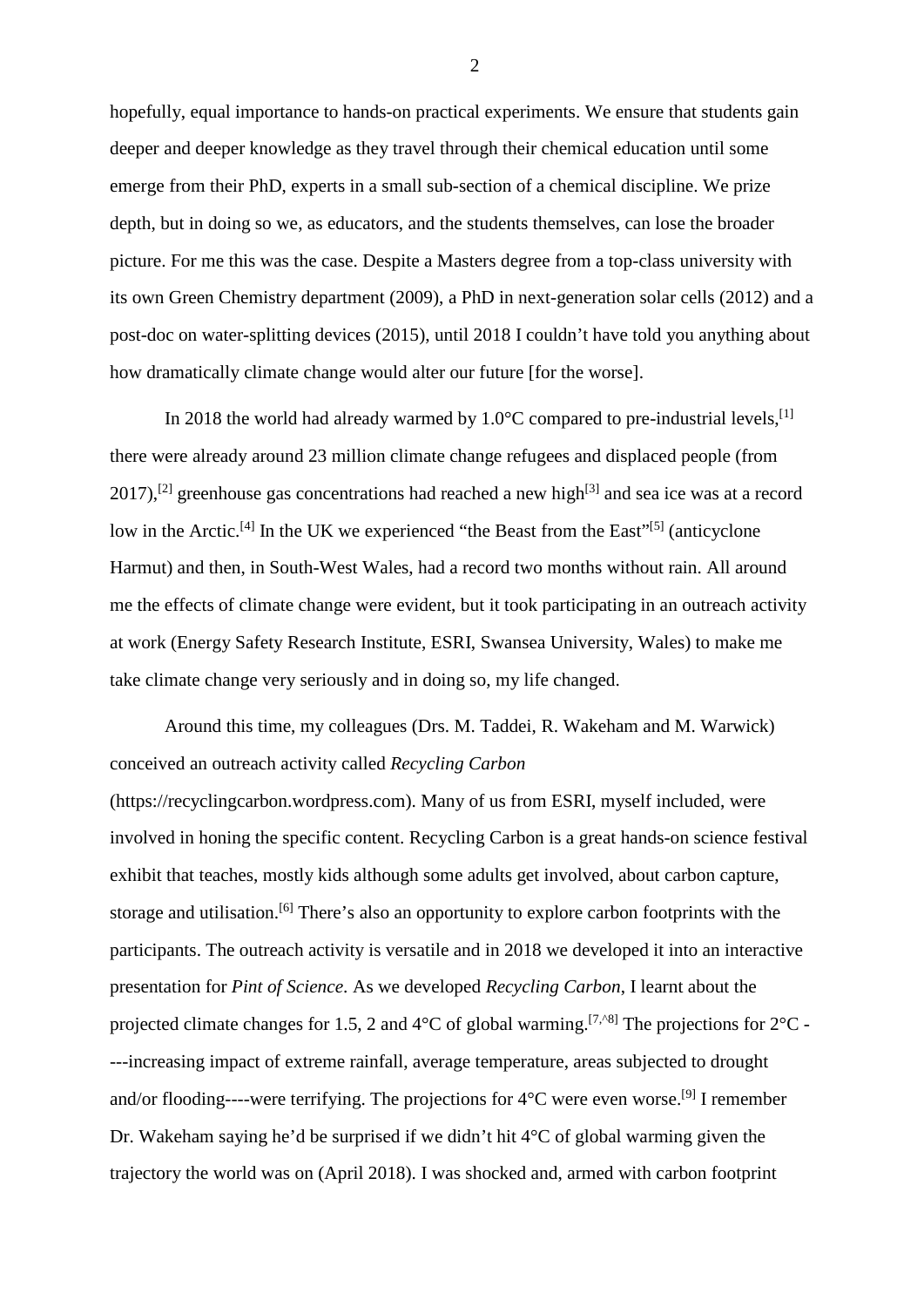hopefully, equal importance to hands-on practical experiments. We ensure that students gain deeper and deeper knowledge as they travel through their chemical education until some emerge from their PhD, experts in a small sub-section of a chemical discipline. We prize depth, but in doing so we, as educators, and the students themselves, can lose the broader picture. For me this was the case. Despite a Masters degree from a top-class university with its own Green Chemistry department (2009), a PhD in next-generation solar cells (2012) and a post-doc on water-splitting devices (2015), until 2018 I couldn't have told you anything about how dramatically climate change would alter our future [for the worse].

In 2018 the world had already warmed by 1.0°C compared to pre-industrial levels,[1] there were already around 23 million climate change refugees and displaced people (from 2017),[2] greenhouse gas concentrations had reached a new high[3] and sea ice was at a record low in the Arctic.[4] In the UK we experienced "the Beast from the East"[5] (anticyclone Harmut) and then, in South-West Wales, had a record two months without rain. All around me the effects of climate change were evident, but it took participating in an outreach activity at work (Energy Safety Research Institute, ESRI, Swansea University, Wales) to make me take climate change very seriously and in doing so, my life changed.

Around this time, my colleagues (Drs. M. Taddei, R. Wakeham and M. Warwick) conceived an outreach activity called *Recycling Carbon* (https://recyclingcarbon.wordpress.com). Many of us from ESRI, myself included, were involved in honing the specific content. Recycling Carbon is a great hands-on science festival exhibit that teaches, mostly kids although some adults get involved, about carbon capture, storage and utilisation.[6] There's also an opportunity to explore carbon footprints with the participants. The outreach activity is versatile and in 2018 we developed it into an interactive presentation for *Pint of Science*. As we developed *Recycling Carbon*, I learnt about the projected climate changes for 1.5, 2 and 4°C of global warming.[7,^8] The projections for 2°C ----increasing impact of extreme rainfall, average temperature, areas subjected to drought and/or flooding----were terrifying. The projections for 4°C were even worse.[9] I remember Dr. Wakeham saying he'd be surprised if we didn't hit 4°C of global warming given the trajectory the world was on (April 2018). I was shocked and, armed with carbon footprint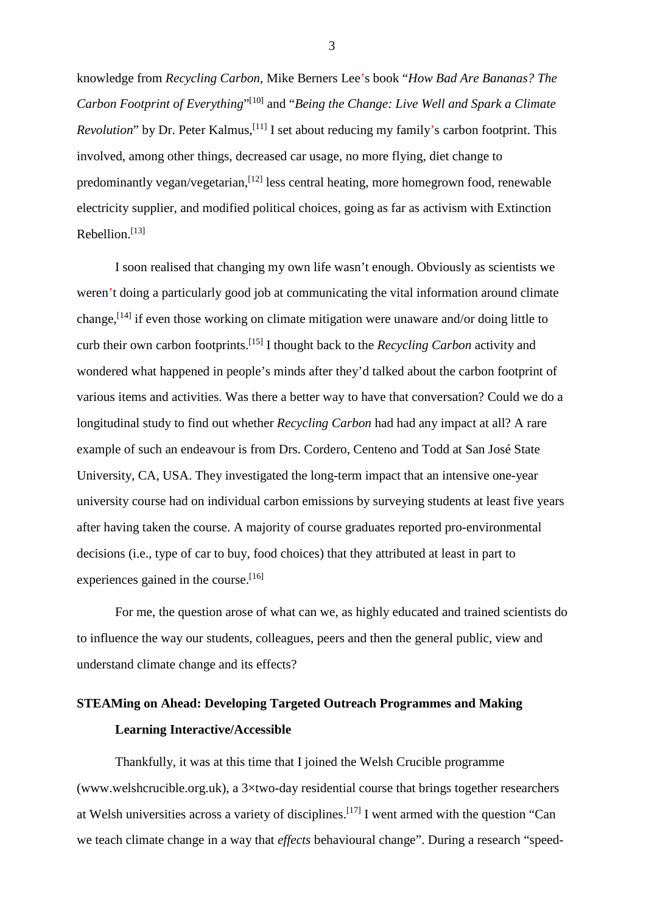knowledge from *Recycling Carbon*, Mike Berners Lee's book "*How Bad Are Bananas? The Carbon Footprint of Everything*"[10] and "*Being the Change: Live Well and Spark a Climate Revolution*" by Dr. Peter Kalmus,[11] I set about reducing my family's carbon footprint. This involved, among other things, decreased car usage, no more flying, diet change to predominantly vegan/vegetarian,[12] less central heating, more homegrown food, renewable electricity supplier, and modified political choices, going as far as activism with Extinction Rebellion.[13]

I soon realised that changing my own life wasn't enough. Obviously as scientists we weren't doing a particularly good job at communicating the vital information around climate change,[14] if even those working on climate mitigation were unaware and/or doing little to curb their own carbon footprints.[15] I thought back to the *Recycling Carbon* activity and wondered what happened in people's minds after they'd talked about the carbon footprint of various items and activities. Was there a better way to have that conversation? Could we do a longitudinal study to find out whether *Recycling Carbon* had had any impact at all? A rare example of such an endeavour is from Drs. Cordero, Centeno and Todd at San José State University, CA, USA. They investigated the long-term impact that an intensive one-year university course had on individual carbon emissions by surveying students at least five years after having taken the course. A majority of course graduates reported pro-environmental decisions (i.e., type of car to buy, food choices) that they attributed at least in part to experiences gained in the course.[16]

For me, the question arose of what can we, as highly educated and trained scientists do to influence the way our students, colleagues, peers and then the general public, view and understand climate change and its effects?

## STEAMing on Ahead: Developing Targeted Outreach Programmes and Making Learning Interactive/Accessible

Thankfully, it was at this time that I joined the Welsh Crucible programme (www.welshcrucible.org.uk), a 3×two-day residential course that brings together researchers at Welsh universities across a variety of disciplines.[17] I went armed with the question "Can we teach climate change in a way that *effects* behavioural change". During a research "speed-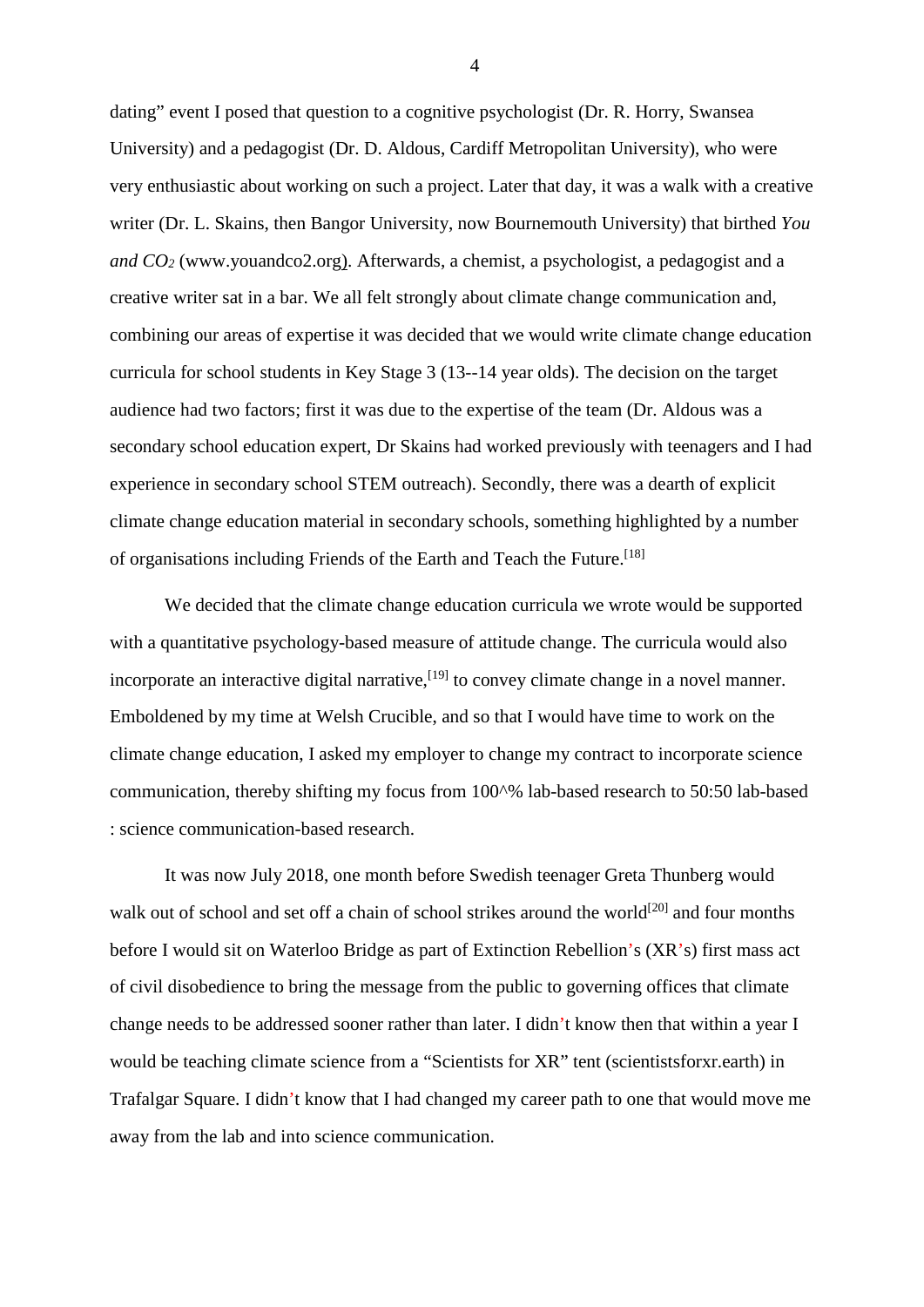dating" event I posed that question to a cognitive psychologist (Dr. R. Horry, Swansea University) and a pedagogist (Dr. D. Aldous, Cardiff Metropolitan University), who were very enthusiastic about working on such a project. Later that day, it was a walk with a creative writer (Dr. L. Skains, then Bangor University, now Bournemouth University) that birthed *You and* $CO_2$ (www.youandco2.org). Afterwards, a chemist, a psychologist, a pedagogist and a creative writer sat in a bar. We all felt strongly about climate change communication and, combining our areas of expertise it was decided that we would write climate change education curricula for school students in Key Stage 3 (13--14 year olds). The decision on the target audience had two factors; first it was due to the expertise of the team (Dr. Aldous was a secondary school education expert, Dr Skains had worked previously with teenagers and I had experience in secondary school STEM outreach). Secondly, there was a dearth of explicit climate change education material in secondary schools, something highlighted by a number of organisations including Friends of the Earth and Teach the Future.[18]

We decided that the climate change education curricula we wrote would be supported with a quantitative psychology-based measure of attitude change. The curricula would also incorporate an interactive digital narrative,[19] to convey climate change in a novel manner. Emboldened by my time at Welsh Crucible, and so that I would have time to work on the climate change education, I asked my employer to change my contract to incorporate science communication, thereby shifting my focus from 100^% lab-based research to 50:50 lab-based : science communication-based research.

It was now July 2018, one month before Swedish teenager Greta Thunberg would walk out of school and set off a chain of school strikes around the world[20] and four months before I would sit on Waterloo Bridge as part of Extinction Rebellion's (XR's) first mass act of civil disobedience to bring the message from the public to governing offices that climate change needs to be addressed sooner rather than later. I didn't know then that within a year I would be teaching climate science from a "Scientists for XR" tent (scientistsforxr.earth) in Trafalgar Square. I didn't know that I had changed my career path to one that would move me away from the lab and into science communication.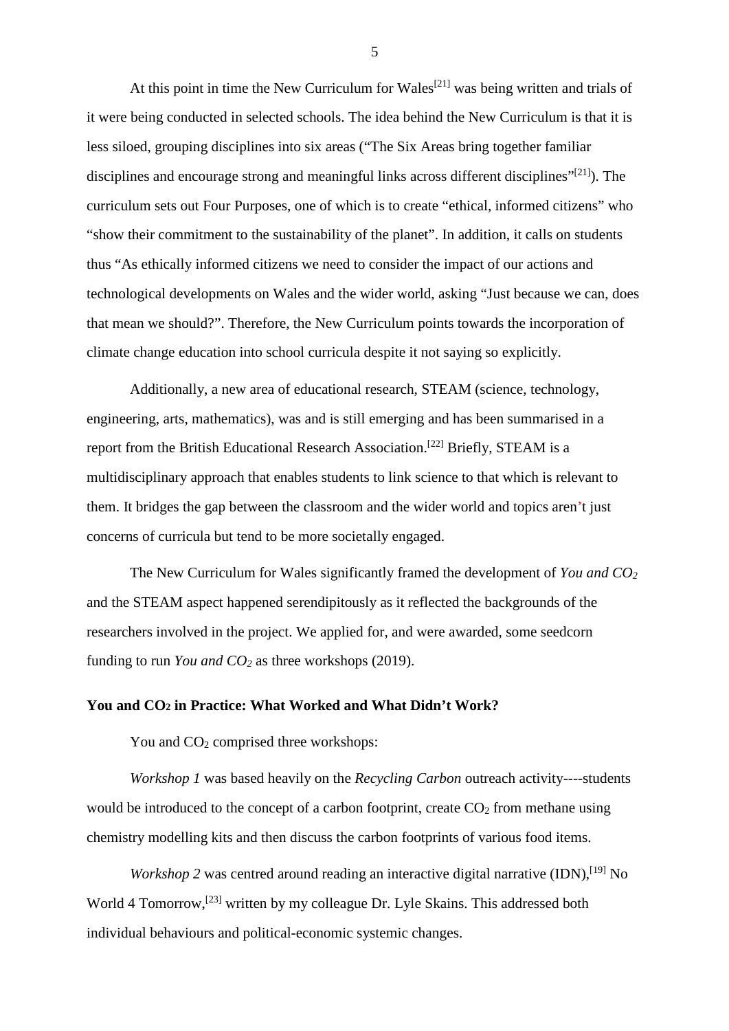At this point in time the New Curriculum for Wales[21] was being written and trials of it were being conducted in selected schools. The idea behind the New Curriculum is that it is less siloed, grouping disciplines into six areas ("The Six Areas bring together familiar disciplines and encourage strong and meaningful links across different disciplines"[21]). The curriculum sets out Four Purposes, one of which is to create "ethical, informed citizens" who "show their commitment to the sustainability of the planet". In addition, it calls on students thus "As ethically informed citizens we need to consider the impact of our actions and technological developments on Wales and the wider world, asking "Just because we can, does that mean we should?". Therefore, the New Curriculum points towards the incorporation of climate change education into school curricula despite it not saying so explicitly.

Additionally, a new area of educational research, STEAM (science, technology, engineering, arts, mathematics), was and is still emerging and has been summarised in a report from the British Educational Research Association.[22] Briefly, STEAM is a multidisciplinary approach that enables students to link science to that which is relevant to them. It bridges the gap between the classroom and the wider world and topics aren't just concerns of curricula but tend to be more societally engaged.

The New Curriculum for Wales significantly framed the development of *You and $CO_2$* and the STEAM aspect happened serendipitously as it reflected the backgrounds of the researchers involved in the project. We applied for, and were awarded, some seedcorn funding to run *You and $CO_2$* as three workshops (2019).

## You and $CO_2$ in Practice: What Worked and What Didn't Work?

You and $CO_2$ comprised three workshops:

*Workshop 1* was based heavily on the *Recycling Carbon* outreach activity----students would be introduced to the concept of a carbon footprint, create $CO_2$ from methane using chemistry modelling kits and then discuss the carbon footprints of various food items.

*Workshop 2* was centred around reading an interactive digital narrative (IDN),[19] No World 4 Tomorrow,[23] written by my colleague Dr. Lyle Skains. This addressed both individual behaviours and political-economic systemic changes.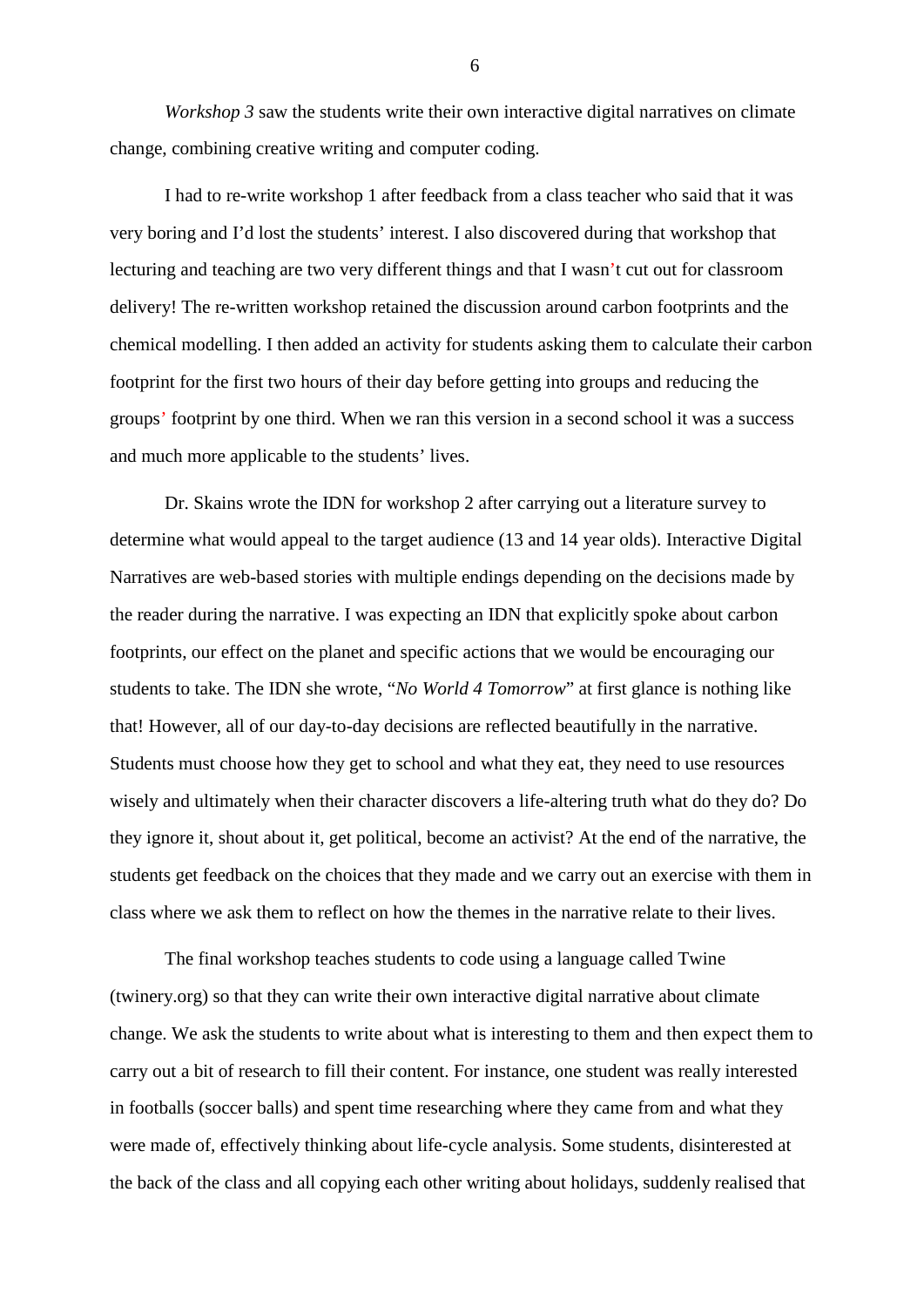*Workshop 3* saw the students write their own interactive digital narratives on climate change, combining creative writing and computer coding.

I had to re-write workshop 1 after feedback from a class teacher who said that it was very boring and I'd lost the students' interest. I also discovered during that workshop that lecturing and teaching are two very different things and that I wasn't cut out for classroom delivery! The re-written workshop retained the discussion around carbon footprints and the chemical modelling. I then added an activity for students asking them to calculate their carbon footprint for the first two hours of their day before getting into groups and reducing the groups' footprint by one third. When we ran this version in a second school it was a success and much more applicable to the students' lives.

Dr. Skains wrote the IDN for workshop 2 after carrying out a literature survey to determine what would appeal to the target audience (13 and 14 year olds). Interactive Digital Narratives are web-based stories with multiple endings depending on the decisions made by the reader during the narrative. I was expecting an IDN that explicitly spoke about carbon footprints, our effect on the planet and specific actions that we would be encouraging our students to take. The IDN she wrote, "*No World 4 Tomorrow*" at first glance is nothing like that! However, all of our day-to-day decisions are reflected beautifully in the narrative. Students must choose how they get to school and what they eat, they need to use resources wisely and ultimately when their character discovers a life-altering truth what do they do? Do they ignore it, shout about it, get political, become an activist? At the end of the narrative, the students get feedback on the choices that they made and we carry out an exercise with them in class where we ask them to reflect on how the themes in the narrative relate to their lives.

The final workshop teaches students to code using a language called Twine (twinery.org) so that they can write their own interactive digital narrative about climate change. We ask the students to write about what is interesting to them and then expect them to carry out a bit of research to fill their content. For instance, one student was really interested in footballs (soccer balls) and spent time researching where they came from and what they were made of, effectively thinking about life-cycle analysis. Some students, disinterested at the back of the class and all copying each other writing about holidays, suddenly realised that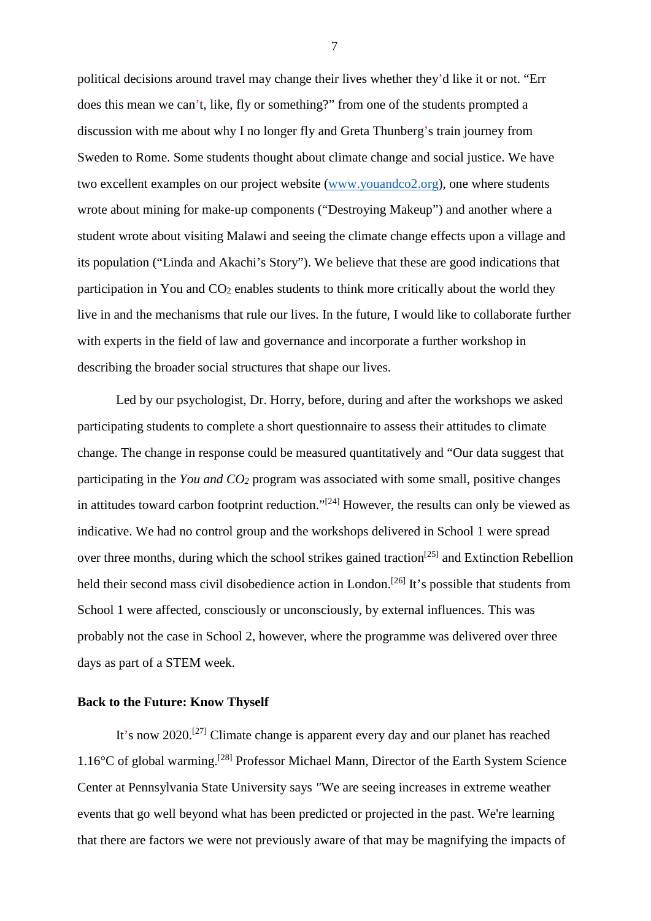political decisions around travel may change their lives whether they'd like it or not. "Err does this mean we can't, like, fly or something?" from one of the students prompted a discussion with me about why I no longer fly and Greta Thunberg's train journey from Sweden to Rome. Some students thought about climate change and social justice. We have two excellent examples on our project website (www.youandco2.org), one where students wrote about mining for make-up components ("Destroying Makeup") and another where a student wrote about visiting Malawi and seeing the climate change effects upon a village and its population ("Linda and Akachi's Story"). We believe that these are good indications that participation in You and $CO_2$ enables students to think more critically about the world they live in and the mechanisms that rule our lives. In the future, I would like to collaborate further with experts in the field of law and governance and incorporate a further workshop in describing the broader social structures that shape our lives.

Led by our psychologist, Dr. Horry, before, during and after the workshops we asked participating students to complete a short questionnaire to assess their attitudes to climate change. The change in response could be measured quantitatively and "Our data suggest that participating in the *You and* $CO_2$ program was associated with some small, positive changes in attitudes toward carbon footprint reduction."[24] However, the results can only be viewed as indicative. We had no control group and the workshops delivered in School 1 were spread over three months, during which the school strikes gained traction[25] and Extinction Rebellion held their second mass civil disobedience action in London.[26] It's possible that students from School 1 were affected, consciously or unconsciously, by external influences. This was probably not the case in School 2, however, where the programme was delivered over three days as part of a STEM week.

**Back to the Future: Know Thyself**

It's now 2020.[27] Climate change is apparent every day and our planet has reached 1.16°C of global warming.[28] Professor Michael Mann, Director of the Earth System Science Center at Pennsylvania State University says "We are seeing increases in extreme weather events that go well beyond what has been predicted or projected in the past. We're learning that there are factors we were not previously aware of that may be magnifying the impacts of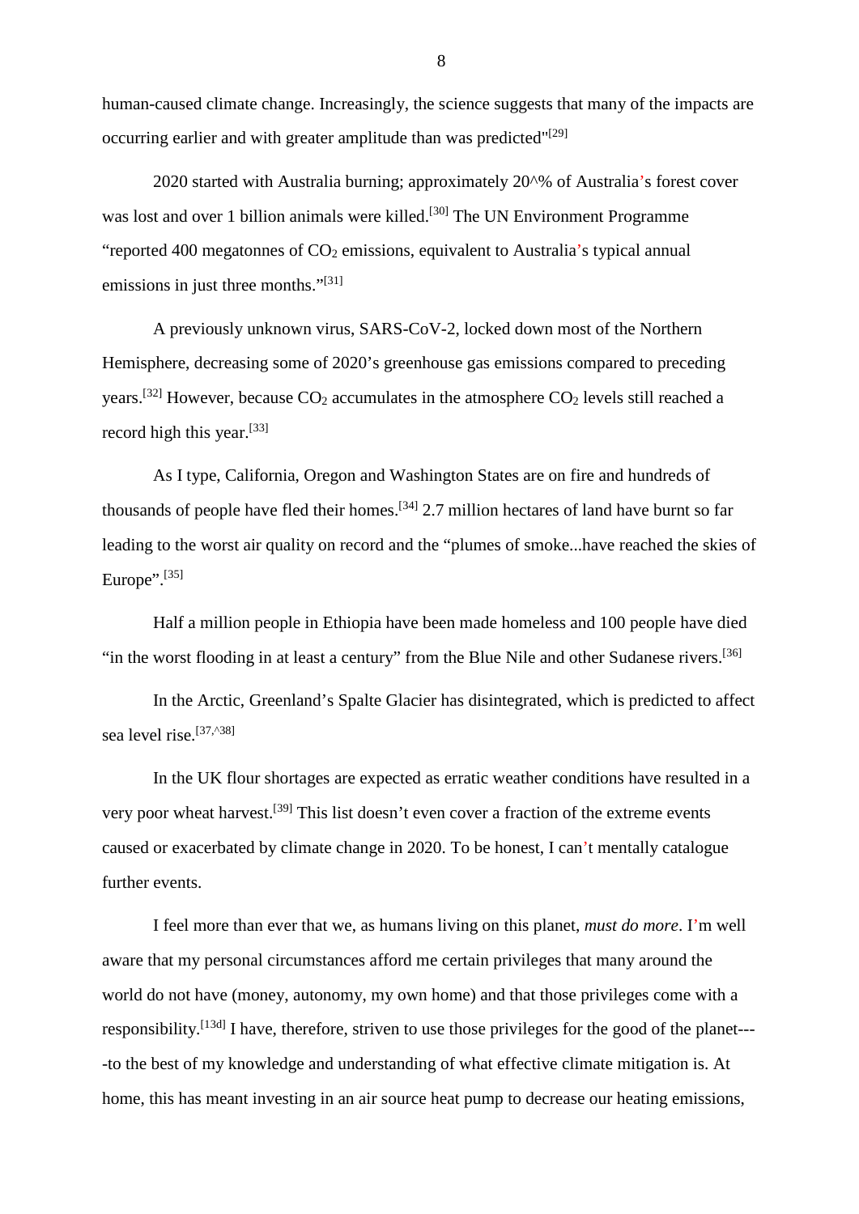human-caused climate change. Increasingly, the science suggests that many of the impacts are occurring earlier and with greater amplitude than was predicted"[29]

2020 started with Australia burning; approximately 20^% of Australia's forest cover was lost and over 1 billion animals were killed.[30] The UN Environment Programme "reported 400 megatonnes of $CO_2$ emissions, equivalent to Australia's typical annual emissions in just three months."[31]

A previously unknown virus, SARS-CoV-2, locked down most of the Northern Hemisphere, decreasing some of 2020's greenhouse gas emissions compared to preceding years.[32] However, because $CO_2$ accumulates in the atmosphere $CO_2$ levels still reached a record high this year.[33]

As I type, California, Oregon and Washington States are on fire and hundreds of thousands of people have fled their homes.[34] 2.7 million hectares of land have burnt so far leading to the worst air quality on record and the "plumes of smoke...have reached the skies of Europe".[35]

Half a million people in Ethiopia have been made homeless and 100 people have died "in the worst flooding in at least a century" from the Blue Nile and other Sudanese rivers.[36]

In the Arctic, Greenland's Spalte Glacier has disintegrated, which is predicted to affect sea level rise.[37,^38]

In the UK flour shortages are expected as erratic weather conditions have resulted in a very poor wheat harvest.[39] This list doesn't even cover a fraction of the extreme events caused or exacerbated by climate change in 2020. To be honest, I can't mentally catalogue further events.

I feel more than ever that we, as humans living on this planet, *must do more*. I'm well aware that my personal circumstances afford me certain privileges that many around the world do not have (money, autonomy, my own home) and that those privileges come with a responsibility.[13d] I have, therefore, striven to use those privileges for the good of the planet----to the best of my knowledge and understanding of what effective climate mitigation is. At home, this has meant investing in an air source heat pump to decrease our heating emissions,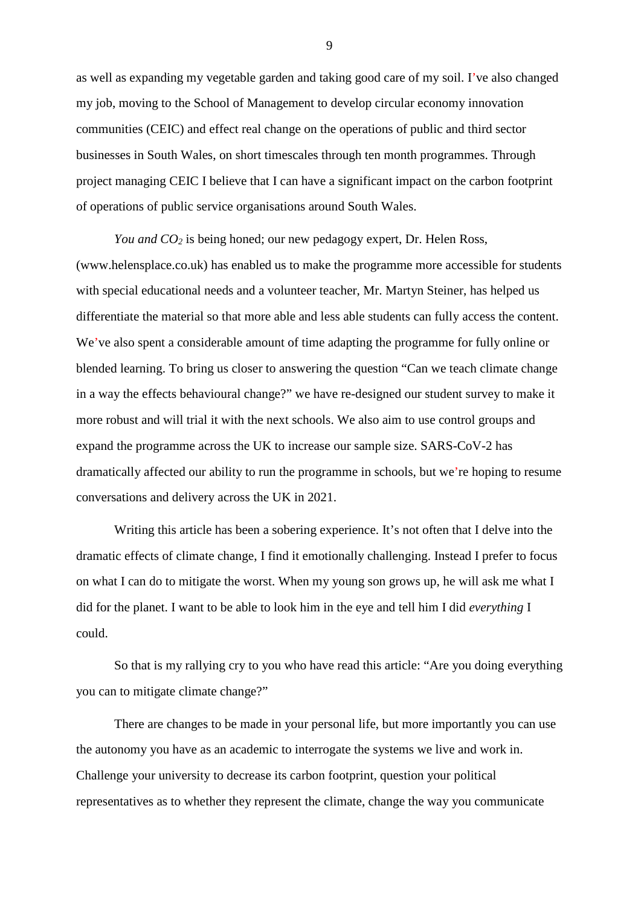as well as expanding my vegetable garden and taking good care of my soil. I've also changed my job, moving to the School of Management to develop circular economy innovation communities (CEIC) and effect real change on the operations of public and third sector businesses in South Wales, on short timescales through ten month programmes. Through project managing CEIC I believe that I can have a significant impact on the carbon footprint of operations of public service organisations around South Wales.

*You and* $CO_2$ is being honed; our new pedagogy expert, Dr. Helen Ross, (www.helensplace.co.uk) has enabled us to make the programme more accessible for students with special educational needs and a volunteer teacher, Mr. Martyn Steiner, has helped us differentiate the material so that more able and less able students can fully access the content. We've also spent a considerable amount of time adapting the programme for fully online or blended learning. To bring us closer to answering the question "Can we teach climate change in a way the effects behavioural change?" we have re-designed our student survey to make it more robust and will trial it with the next schools. We also aim to use control groups and expand the programme across the UK to increase our sample size. SARS-CoV-2 has dramatically affected our ability to run the programme in schools, but we're hoping to resume conversations and delivery across the UK in 2021.

Writing this article has been a sobering experience. It's not often that I delve into the dramatic effects of climate change, I find it emotionally challenging. Instead I prefer to focus on what I can do to mitigate the worst. When my young son grows up, he will ask me what I did for the planet. I want to be able to look him in the eye and tell him I did *everything* I could.

So that is my rallying cry to you who have read this article: "Are you doing everything you can to mitigate climate change?"

There are changes to be made in your personal life, but more importantly you can use the autonomy you have as an academic to interrogate the systems we live and work in. Challenge your university to decrease its carbon footprint, question your political representatives as to whether they represent the climate, change the way you communicate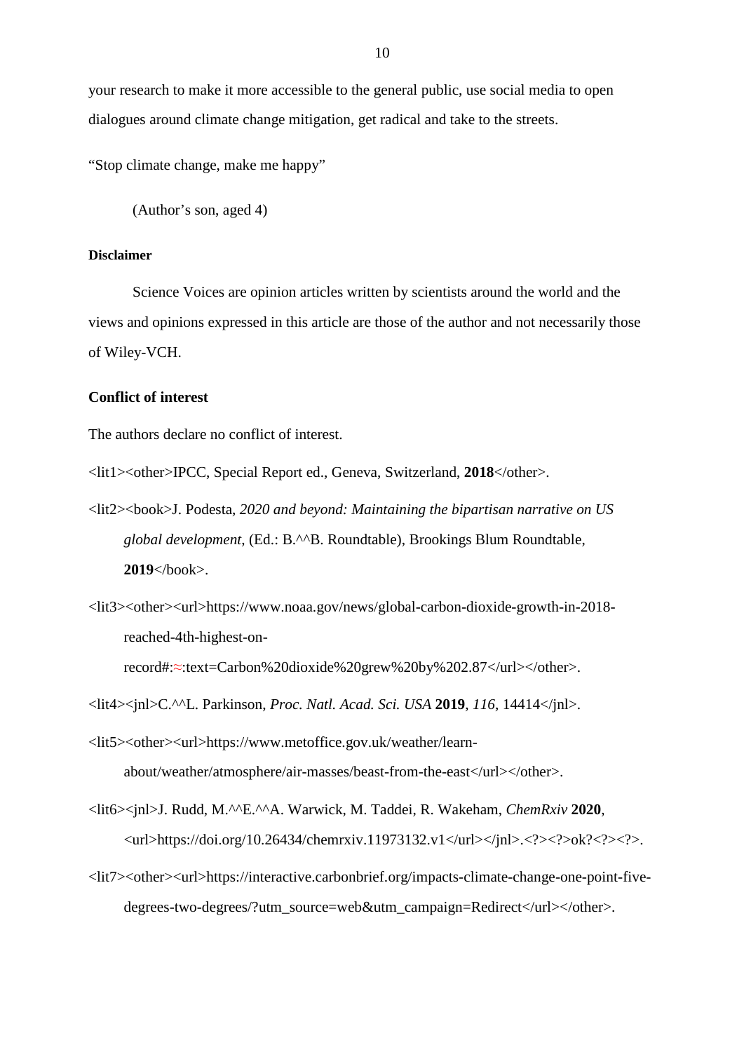your research to make it more accessible to the general public, use social media to open dialogues around climate change mitigation, get radical and take to the streets.

"Stop climate change, make me happy"

(Author's son, aged 4)

**Disclaimer**

Science Voices are opinion articles written by scientists around the world and the views and opinions expressed in this article are those of the author and not necessarily those of Wiley-VCH.

**Conflict of interest**

The authors declare no conflict of interest.

<lit1><other>IPCC, Special Report ed., Geneva, Switzerland, **2018**</other>.

<lit2><book>J. Podesta, *2020 and beyond: Maintaining the bipartisan narrative on US global development*, (Ed.: B.^^B. Roundtable), Brookings Blum Roundtable, **2019**</book>.

<lit3><other><url>https://www.noaa.gov/news/global-carbon-dioxide-growth-in-2018-reached-4th-highest-on-record#:≈:text=Carbon%20dioxide%20grew%20by%202.87</url></other>.

<lit4><jnl>C.^^L. Parkinson, *Proc. Natl. Acad. Sci. USA* **2019**, *116*, 14414</jnl>.

<lit5><other><url>https://www.metoffice.gov.uk/weather/learn-about/weather/atmosphere/air-masses/beast-from-the-east</url></other>.

<lit6><jnl>J. Rudd, M.^^E.^^A. Warwick, M. Taddei, R. Wakeham, *ChemRxiv* **2020**, <url>https://doi.org/10.26434/chemrxiv.11973132.v1</url></jnl>.<?><?>ok?<?><?>.

<lit7><other><url>https://interactive.carbonbrief.org/impacts-climate-change-one-point-five-degrees-two-degrees/?utm_source=web&utm_campaign=Redirect</url></other>.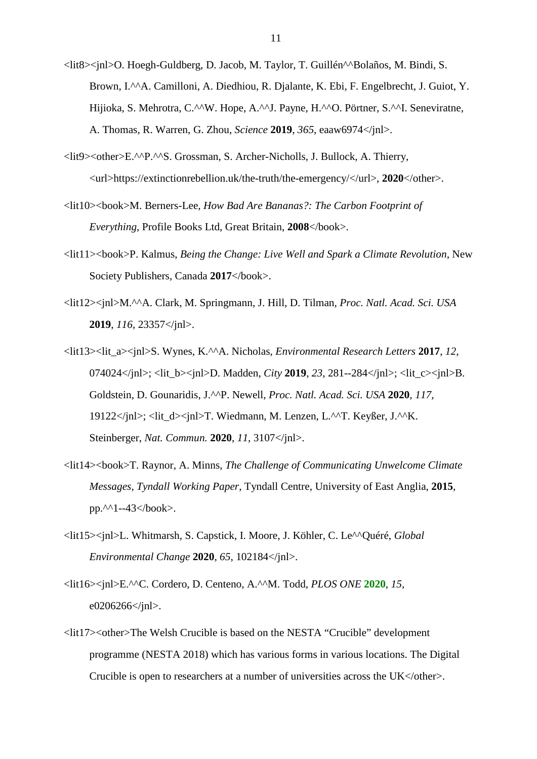<lit8><jnl>O. Hoegh-Guldberg, D. Jacob, M. Taylor, T. Guillén^^Bolaños, M. Bindi, S. Brown, I.^^A. Camilloni, A. Diedhiou, R. Djalante, K. Ebi, F. Engelbrecht, J. Guiot, Y. Hijioka, S. Mehrotra, C.^^W. Hope, A.^^J. Payne, H.^^O. Pörtner, S.^^I. Seneviratne, A. Thomas, R. Warren, G. Zhou, *Science* **2019**, *365*, eaaw6974</jnl>.

<lit9><other>E.^^P.^^S. Grossman, S. Archer-Nicholls, J. Bullock, A. Thierry, <url>https://extinctionrebellion.uk/the-truth/the-emergency/</url>, **2020**</other>.

<lit10><book>M. Berners-Lee, *How Bad Are Bananas?: The Carbon Footprint of Everything*, Profile Books Ltd, Great Britain, **2008**</book>.

<lit11><book>P. Kalmus, *Being the Change: Live Well and Spark a Climate Revolution*, New Society Publishers, Canada **2017**</book>.

<lit12><jnl>M.^^A. Clark, M. Springmann, J. Hill, D. Tilman, *Proc. Natl. Acad. Sci. USA* **2019**, *116*, 23357</jnl>.

<lit13><lit_a><jnl>S. Wynes, K.^^A. Nicholas, *Environmental Research Letters* **2017**, *12*, 074024</jnl>; <lit_b><jnl>D. Madden, *City* **2019**, *23*, 281--284</jnl>; <lit_c><jnl>B. Goldstein, D. Gounaridis, J.^^P. Newell, *Proc. Natl. Acad. Sci. USA* **2020**, *117*, 19122</jnl>; <lit_d><jnl>T. Wiedmann, M. Lenzen, L.^^T. Keyßer, J.^^K. Steinberger, *Nat. Commun.* **2020**, *11*, 3107</jnl>.

<lit14><book>T. Raynor, A. Minns, *The Challenge of Communicating Unwelcome Climate Messages*, *Tyndall Working Paper*, Tyndall Centre, University of East Anglia, **2015**, pp.^^1--43</book>.

<lit15><jnl>L. Whitmarsh, S. Capstick, I. Moore, J. Köhler, C. Le^^Quéré, *Global Environmental Change* **2020**, *65*, 102184</jnl>.

<lit16><jnl>E.^^C. Cordero, D. Centeno, A.^^M. Todd, *PLOS ONE* **2020**, *15*, e0206266</jnl>.

<lit17><other>The Welsh Crucible is based on the NESTA "Crucible" development programme (NESTA 2018) which has various forms in various locations. The Digital Crucible is open to researchers at a number of universities across the UK</other>.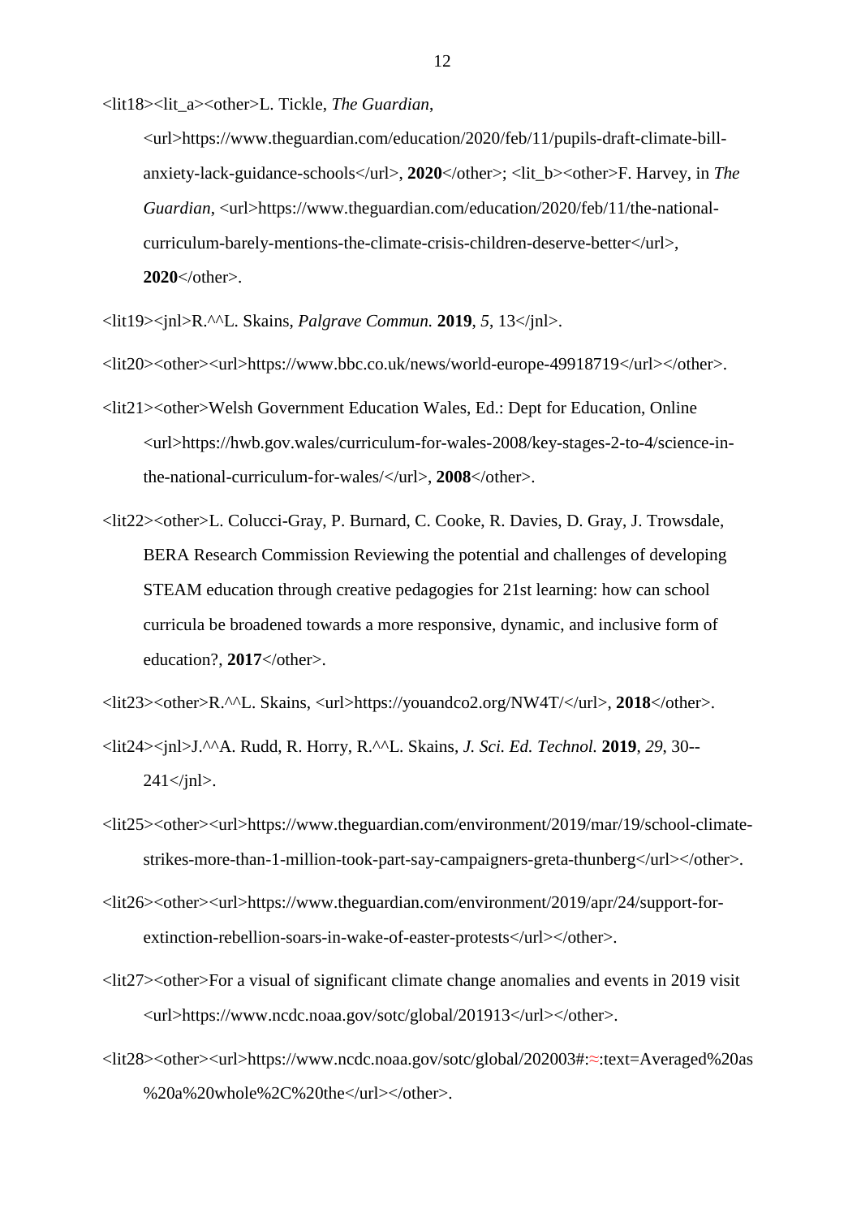<lit18><lit_a><other>L. Tickle, *The Guardian*, <url>https://www.theguardian.com/education/2020/feb/11/pupils-draft-climate-bill-anxiety-lack-guidance-schools</url>, **2020**</other>; <lit_b><other>F. Harvey, in *The Guardian*, <url>https://www.theguardian.com/education/2020/feb/11/the-national-curriculum-barely-mentions-the-climate-crisis-children-deserve-better</url>, **2020**</other>.

<lit19><jnl>R.^^L. Skains, *Palgrave Commun.* **2019**, *5*, 13</jnl>.

<lit20><other><url>https://www.bbc.co.uk/news/world-europe-49918719</url></other>.

<lit21><other>Welsh Government Education Wales, Ed.: Dept for Education, Online <url>https://hwb.gov.wales/curriculum-for-wales-2008/key-stages-2-to-4/science-in-the-national-curriculum-for-wales/</url>, **2008**</other>.

<lit22><other>L. Colucci-Gray, P. Burnard, C. Cooke, R. Davies, D. Gray, J. Trowsdale, BERA Research Commission Reviewing the potential and challenges of developing STEAM education through creative pedagogies for 21st learning: how can school curricula be broadened towards a more responsive, dynamic, and inclusive form of education?, **2017**</other>.

<lit23><other>R.^^L. Skains, <url>https://youandco2.org/NW4T/</url>, **2018**</other>.

<lit24><jnl>J.^^A. Rudd, R. Horry, R.^^L. Skains, *J. Sci. Ed. Technol.* **2019**, *29*, 30--241</jnl>.

<lit25><other><url>https://www.theguardian.com/environment/2019/mar/19/school-climate-strikes-more-than-1-million-took-part-say-campaigners-greta-thunberg</url></other>.

<lit26><other><url>https://www.theguardian.com/environment/2019/apr/24/support-for-extinction-rebellion-soars-in-wake-of-easter-protests</url></other>.

<lit27><other>For a visual of significant climate change anomalies and events in 2019 visit <url>https://www.ncdc.noaa.gov/sotc/global/201913</url></other>.

<lit28><other><url>https://www.ncdc.noaa.gov/sotc/global/202003#:≈:text=Averaged%20as%20a%20whole%2C%20the</url></other>.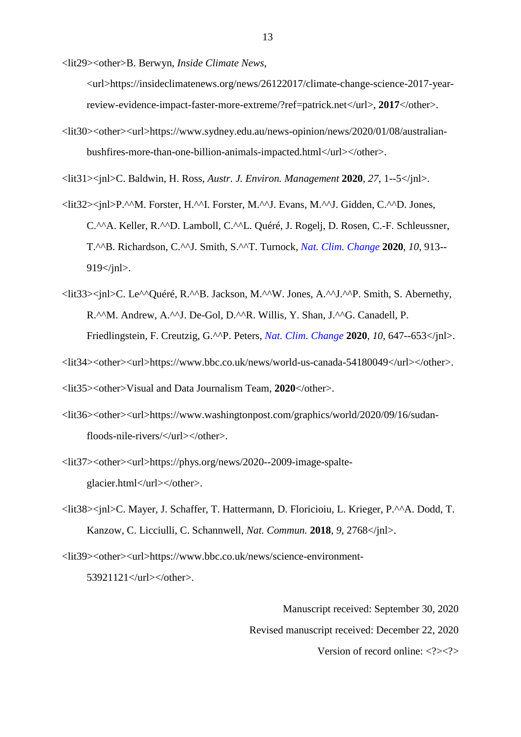<lit29><other>B. Berwyn, *Inside Climate News*, <url>https://insideclimatenews.org/news/26122017/climate-change-science-2017-year-review-evidence-impact-faster-more-extreme/?ref=patrick.net</url>, **2017**</other>.

<lit30><other><url>https://www.sydney.edu.au/news-opinion/news/2020/01/08/australian-bushfires-more-than-one-billion-animals-impacted.html</url></other>.

<lit31><jnl>C. Baldwin, H. Ross, *Austr. J. Environ. Management* **2020**, *27*, 1--5</jnl>.

<lit32><jnl>P.^^M. Forster, H.^^I. Forster, M.^^J. Evans, M.^^J. Gidden, C.^^D. Jones, C.^^A. Keller, R.^^D. Lamboll, C.^^L. Quéré, J. Rogelj, D. Rosen, C.-F. Schleussner, T.^^B. Richardson, C.^^J. Smith, S.^^T. Turnock, *Nat. Clim. Change* **2020**, *10*, 913--919</jnl>.

<lit33><jnl>C. Le^^Quéré, R.^^B. Jackson, M.^^W. Jones, A.^^J.^^P. Smith, S. Abernethy, R.^^M. Andrew, A.^^J. De-Gol, D.^^R. Willis, Y. Shan, J.^^G. Canadell, P. Friedlingstein, F. Creutzig, G.^^P. Peters, *Nat. Clim. Change* **2020**, *10*, 647--653</jnl>.

<lit34><other><url>https://www.bbc.co.uk/news/world-us-canada-54180049</url></other>.

<lit35><other>Visual and Data Journalism Team, **2020**</other>.

<lit36><other><url>https://www.washingtonpost.com/graphics/world/2020/09/16/sudan-floods-nile-rivers/</url></other>.

<lit37><other><url>https://phys.org/news/2020--2009-image-spalte-glacier.html</url></other>.

<lit38><jnl>C. Mayer, J. Schaffer, T. Hattermann, D. Floricioiu, L. Krieger, P.^^A. Dodd, T. Kanzow, C. Licciulli, C. Schannwell, *Nat. Commun.* **2018**, *9*, 2768</jnl>.

<lit39><other><url>https://www.bbc.co.uk/news/science-environment-53921121</url></other>.

Manuscript received: September 30, 2020

Revised manuscript received: December 22, 2020

Version of record online: <?><?>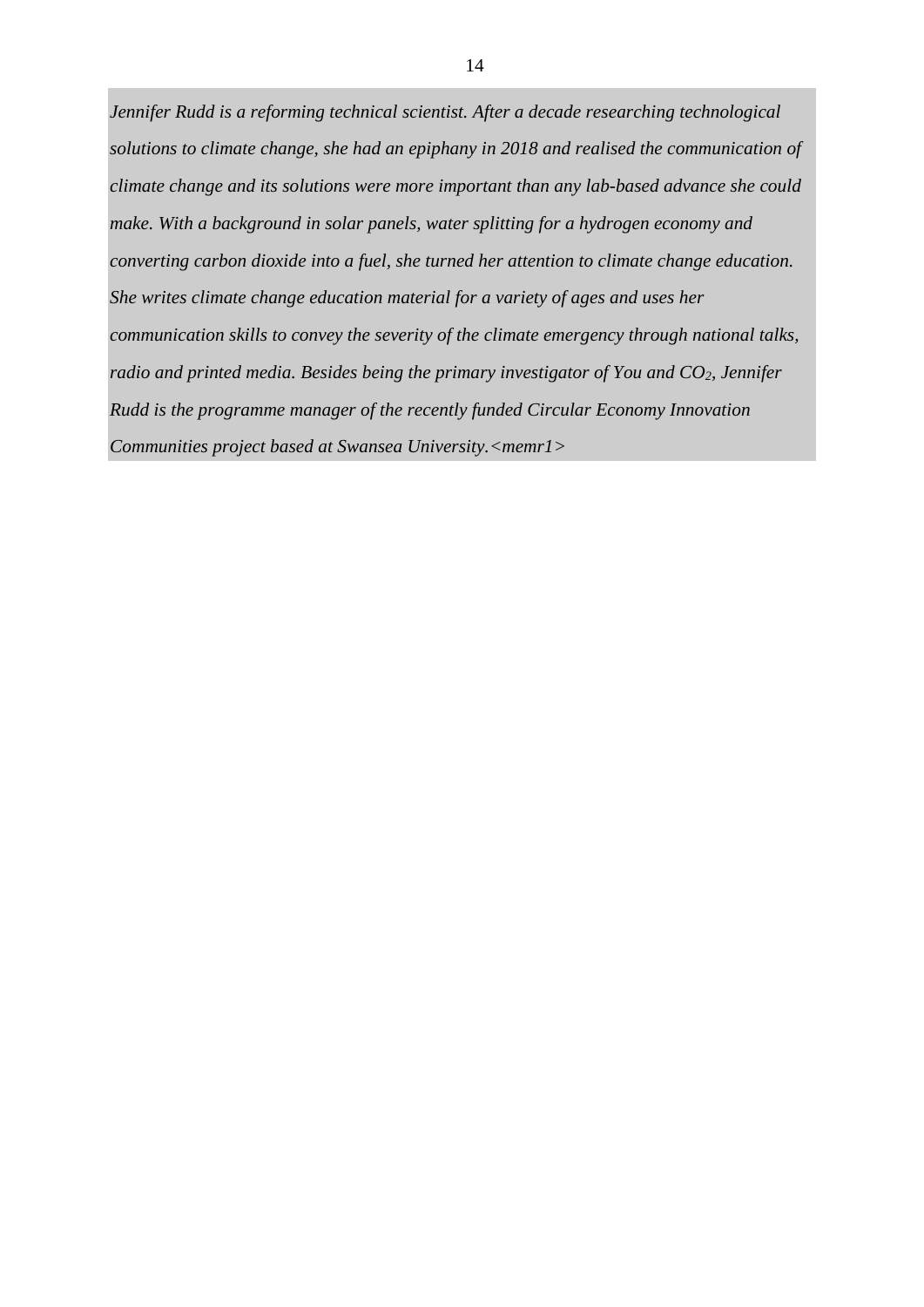*Jennifer Rudd is a reforming technical scientist. After a decade researching technological solutions to climate change, she had an epiphany in 2018 and realised the communication of climate change and its solutions were more important than any lab-based advance she could make. With a background in solar panels, water splitting for a hydrogen economy and converting carbon dioxide into a fuel, she turned her attention to climate change education. She writes climate change education material for a variety of ages and uses her communication skills to convey the severity of the climate emergency through national talks, radio and printed media. Besides being the primary investigator of You and $CO_2$, Jennifer Rudd is the programme manager of the recently funded Circular Economy Innovation Communities project based at Swansea University.<memr1>*